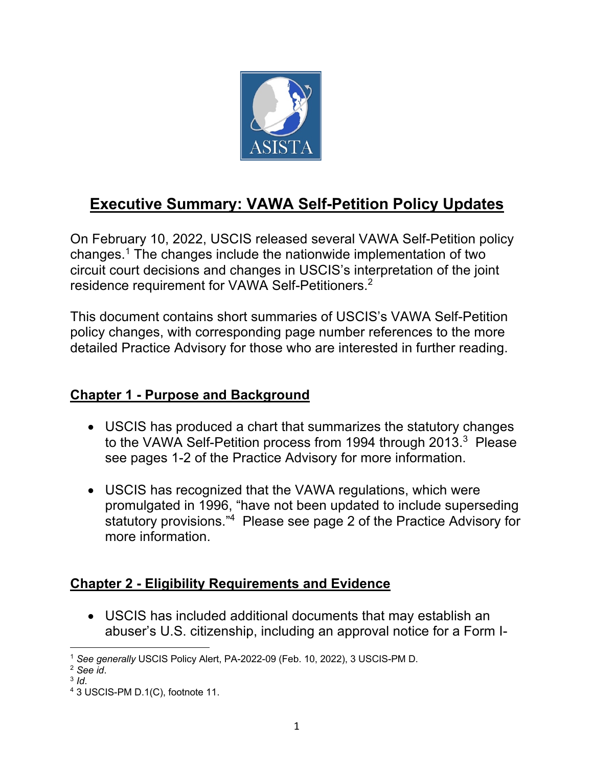# Executive Summary: VAWA Self-Petition Policy Updates

On February 10, 2022, USCIS released several VAWA Self-Petition policy changes.[1] The changes include the nationwide implementation of two circuit court decisions and changes in USCIS's interpretation of the joint residence requirement for VAWA Self-Petitioners.[2]

This document contains short summaries of USCIS's VAWA Self-Petition policy changes, with corresponding page number references to the more detailed Practice Advisory for those who are interested in further reading.

## Chapter 1 - Purpose and Background

- USCIS has produced a chart that summarizes the statutory changes to the VAWA Self-Petition process from 1994 through 2013.[3] Please see pages 1-2 of the Practice Advisory for more information.
- USCIS has recognized that the VAWA regulations, which were promulgated in 1996, "have not been updated to include superseding statutory provisions."[4] Please see page 2 of the Practice Advisory for more information.

## Chapter 2 - Eligibility Requirements and Evidence

- USCIS has included additional documents that may establish an abuser's U.S. citizenship, including an approval notice for a Form I-

---

[1] *See generally* USCIS Policy Alert, PA-2022-09 (Feb. 10, 2022), 3 USCIS-PM D.
[2] *See id*.
[3] *Id*.
[4] 3 USCIS-PM D.1(C), footnote 11.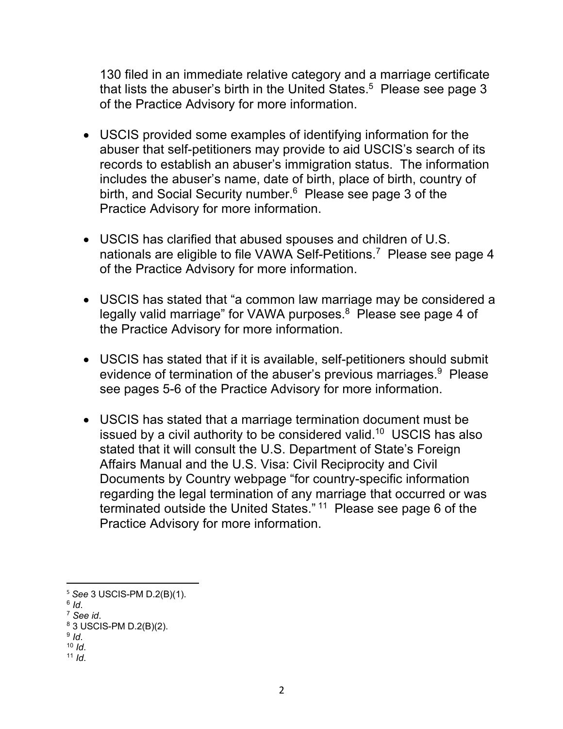130 filed in an immediate relative category and a marriage certificate that lists the abuser's birth in the United States.[5] Please see page 3 of the Practice Advisory for more information.

- USCIS provided some examples of identifying information for the abuser that self-petitioners may provide to aid USCIS's search of its records to establish an abuser's immigration status. The information includes the abuser's name, date of birth, place of birth, country of birth, and Social Security number.[6] Please see page 3 of the Practice Advisory for more information.

- USCIS has clarified that abused spouses and children of U.S. nationals are eligible to file VAWA Self-Petitions.[7] Please see page 4 of the Practice Advisory for more information.

- USCIS has stated that "a common law marriage may be considered a legally valid marriage" for VAWA purposes.[8] Please see page 4 of the Practice Advisory for more information.

- USCIS has stated that if it is available, self-petitioners should submit evidence of termination of the abuser's previous marriages.[9] Please see pages 5-6 of the Practice Advisory for more information.

- USCIS has stated that a marriage termination document must be issued by a civil authority to be considered valid.[10] USCIS has also stated that it will consult the U.S. Department of State's Foreign Affairs Manual and the U.S. Visa: Civil Reciprocity and Civil Documents by Country webpage "for country-specific information regarding the legal termination of any marriage that occurred or was terminated outside the United States."[11] Please see page 6 of the Practice Advisory for more information.

---

[5] *See* 3 USCIS-PM D.2(B)(1).
[6] *Id*.
[7] *See id*.
[8] 3 USCIS-PM D.2(B)(2).
[9] *Id*.
[10] *Id*.
[11] *Id*.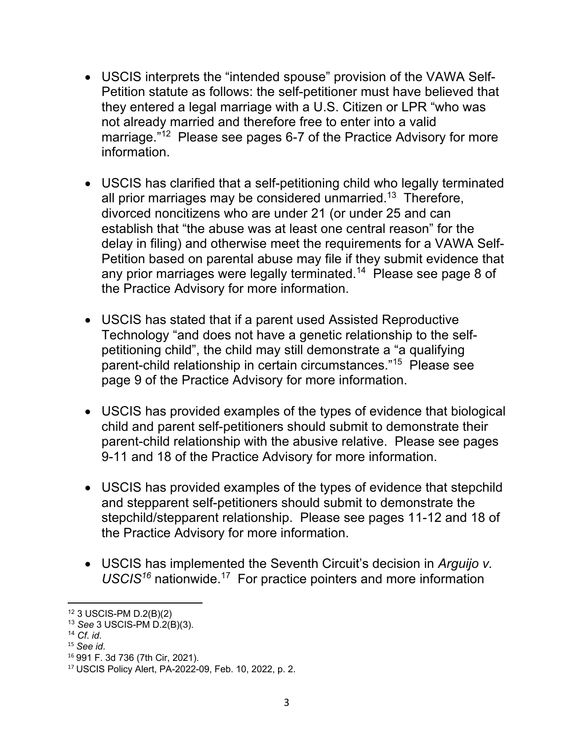- USCIS interprets the "intended spouse" provision of the VAWA Self-Petition statute as follows: the self-petitioner must have believed that they entered a legal marriage with a U.S. Citizen or LPR "who was not already married and therefore free to enter into a valid marriage."[12] Please see pages 6-7 of the Practice Advisory for more information.

- USCIS has clarified that a self-petitioning child who legally terminated all prior marriages may be considered unmarried.[13] Therefore, divorced noncitizens who are under 21 (or under 25 and can establish that "the abuse was at least one central reason" for the delay in filing) and otherwise meet the requirements for a VAWA Self-Petition based on parental abuse may file if they submit evidence that any prior marriages were legally terminated.[14] Please see page 8 of the Practice Advisory for more information.

- USCIS has stated that if a parent used Assisted Reproductive Technology "and does not have a genetic relationship to the self-petitioning child", the child may still demonstrate a "a qualifying parent-child relationship in certain circumstances."[15] Please see page 9 of the Practice Advisory for more information.

- USCIS has provided examples of the types of evidence that biological child and parent self-petitioners should submit to demonstrate their parent-child relationship with the abusive relative. Please see pages 9-11 and 18 of the Practice Advisory for more information.

- USCIS has provided examples of the types of evidence that stepchild and stepparent self-petitioners should submit to demonstrate the stepchild/stepparent relationship. Please see pages 11-12 and 18 of the Practice Advisory for more information.

- USCIS has implemented the Seventh Circuit's decision in *Arguijo v. USCIS*[16] nationwide.[17] For practice pointers and more information

---

[12] 3 USCIS-PM D.2(B)(2)

[13] *See* 3 USCIS-PM D.2(B)(3).

[14] *Cf. id*.

[15] *See id*.

[16] 991 F. 3d 736 (7th Cir, 2021).

[17] USCIS Policy Alert, PA-2022-09, Feb. 10, 2022, p. 2.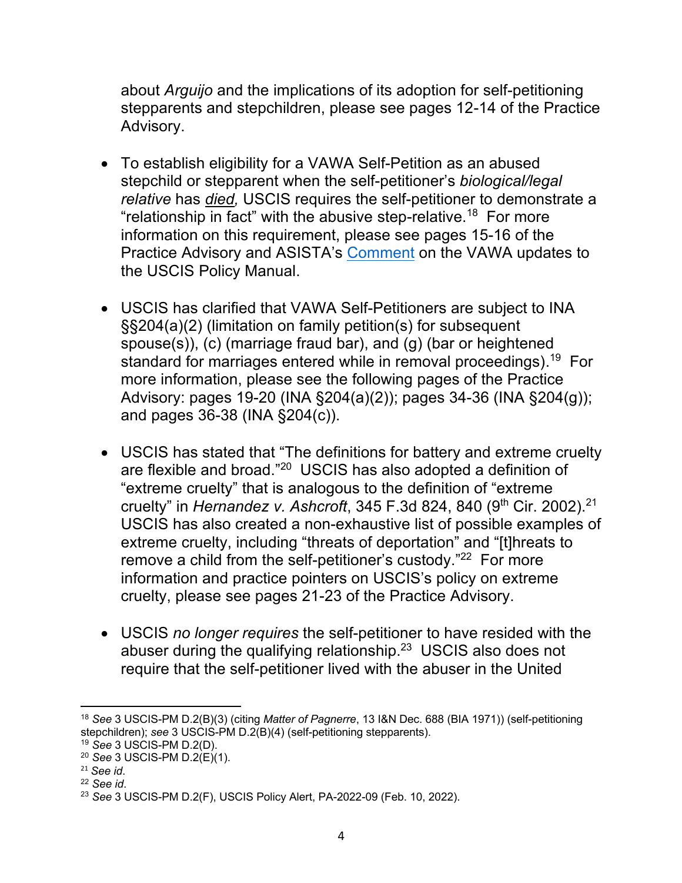about *Arguijo* and the implications of its adoption for self-petitioning stepparents and stepchildren, please see pages 12-14 of the Practice Advisory.

- To establish eligibility for a VAWA Self-Petition as an abused stepchild or stepparent when the self-petitioner's *biological/legal relative* has *died,* USCIS requires the self-petitioner to demonstrate a "relationship in fact" with the abusive step-relative.[18] For more information on this requirement, please see pages 15-16 of the Practice Advisory and ASISTA's [Comment]() on the VAWA updates to the USCIS Policy Manual.

- USCIS has clarified that VAWA Self-Petitioners are subject to INA §§204(a)(2) (limitation on family petition(s) for subsequent spouse(s)), (c) (marriage fraud bar), and (g) (bar or heightened standard for marriages entered while in removal proceedings).[19] For more information, please see the following pages of the Practice Advisory: pages 19-20 (INA §204(a)(2)); pages 34-36 (INA §204(g)); and pages 36-38 (INA §204(c)).

- USCIS has stated that "The definitions for battery and extreme cruelty are flexible and broad."[20] USCIS has also adopted a definition of "extreme cruelty" that is analogous to the definition of "extreme cruelty" in *Hernandez v. Ashcroft*, 345 F.3d 824, 840 (9th Cir. 2002).[21] USCIS has also created a non-exhaustive list of possible examples of extreme cruelty, including "threats of deportation" and "[t]hreats to remove a child from the self-petitioner's custody."[22] For more information and practice pointers on USCIS's policy on extreme cruelty, please see pages 21-23 of the Practice Advisory.

- USCIS *no longer requires* the self-petitioner to have resided with the abuser during the qualifying relationship.[23] USCIS also does not require that the self-petitioner lived with the abuser in the United

---

[18] *See* 3 USCIS-PM D.2(B)(3) (citing *Matter of Pagnerre*, 13 I&N Dec. 688 (BIA 1971)) (self-petitioning stepchildren); *see* 3 USCIS-PM D.2(B)(4) (self-petitioning stepparents).

[19] *See* 3 USCIS-PM D.2(D).

[20] *See* 3 USCIS-PM D.2(E)(1).

[21] *See id*.

[22] *See id*.

[23] *See* 3 USCIS-PM D.2(F), USCIS Policy Alert, PA-2022-09 (Feb. 10, 2022).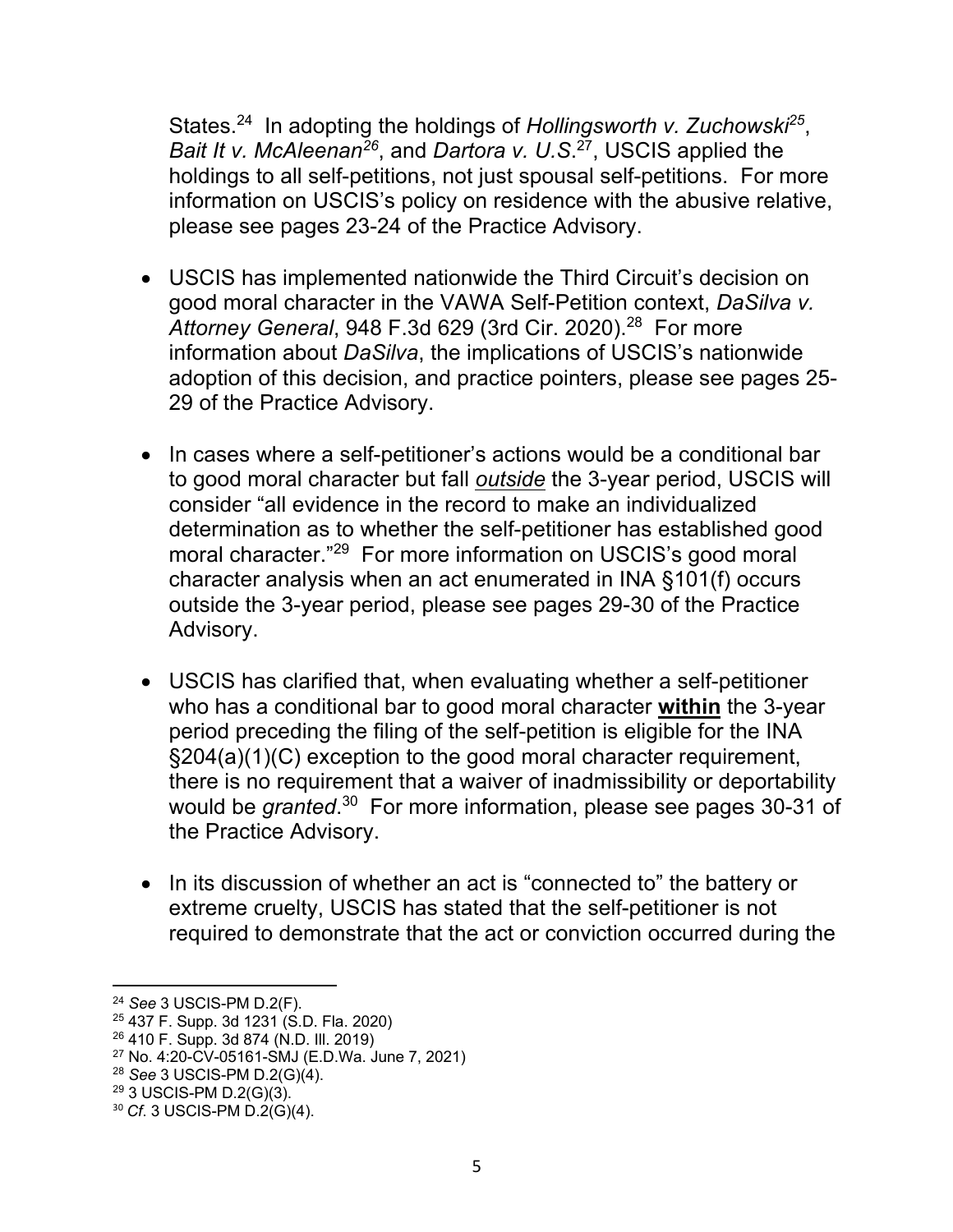States.[24] In adopting the holdings of *Hollingsworth v. Zuchowski*[25], *Bait It v. McAleenan*[26], and *Dartora v. U.S*.[27], USCIS applied the holdings to all self-petitions, not just spousal self-petitions. For more information on USCIS's policy on residence with the abusive relative, please see pages 23-24 of the Practice Advisory.

- USCIS has implemented nationwide the Third Circuit's decision on good moral character in the VAWA Self-Petition context, *DaSilva v. Attorney General*, 948 F.3d 629 (3rd Cir. 2020).[28] For more information about *DaSilva*, the implications of USCIS's nationwide adoption of this decision, and practice pointers, please see pages 25-29 of the Practice Advisory.

- In cases where a self-petitioner's actions would be a conditional bar to good moral character but fall ***outside*** the 3-year period, USCIS will consider "all evidence in the record to make an individualized determination as to whether the self-petitioner has established good moral character."[29] For more information on USCIS's good moral character analysis when an act enumerated in INA §101(f) occurs outside the 3-year period, please see pages 29-30 of the Practice Advisory.

- USCIS has clarified that, when evaluating whether a self-petitioner who has a conditional bar to good moral character **within** the 3-year period preceding the filing of the self-petition is eligible for the INA §204(a)(1)(C) exception to the good moral character requirement, there is no requirement that a waiver of inadmissibility or deportability would be *granted*.[30] For more information, please see pages 30-31 of the Practice Advisory.

- In its discussion of whether an act is "connected to" the battery or extreme cruelty, USCIS has stated that the self-petitioner is not required to demonstrate that the act or conviction occurred during the

---

[24] *See* 3 USCIS-PM D.2(F).
[25] 437 F. Supp. 3d 1231 (S.D. Fla. 2020)
[26] 410 F. Supp. 3d 874 (N.D. Ill. 2019)
[27] No. 4:20-CV-05161-SMJ (E.D.Wa. June 7, 2021)
[28] *See* 3 USCIS-PM D.2(G)(4).
[29] 3 USCIS-PM D.2(G)(3).
[30] *Cf*. 3 USCIS-PM D.2(G)(4).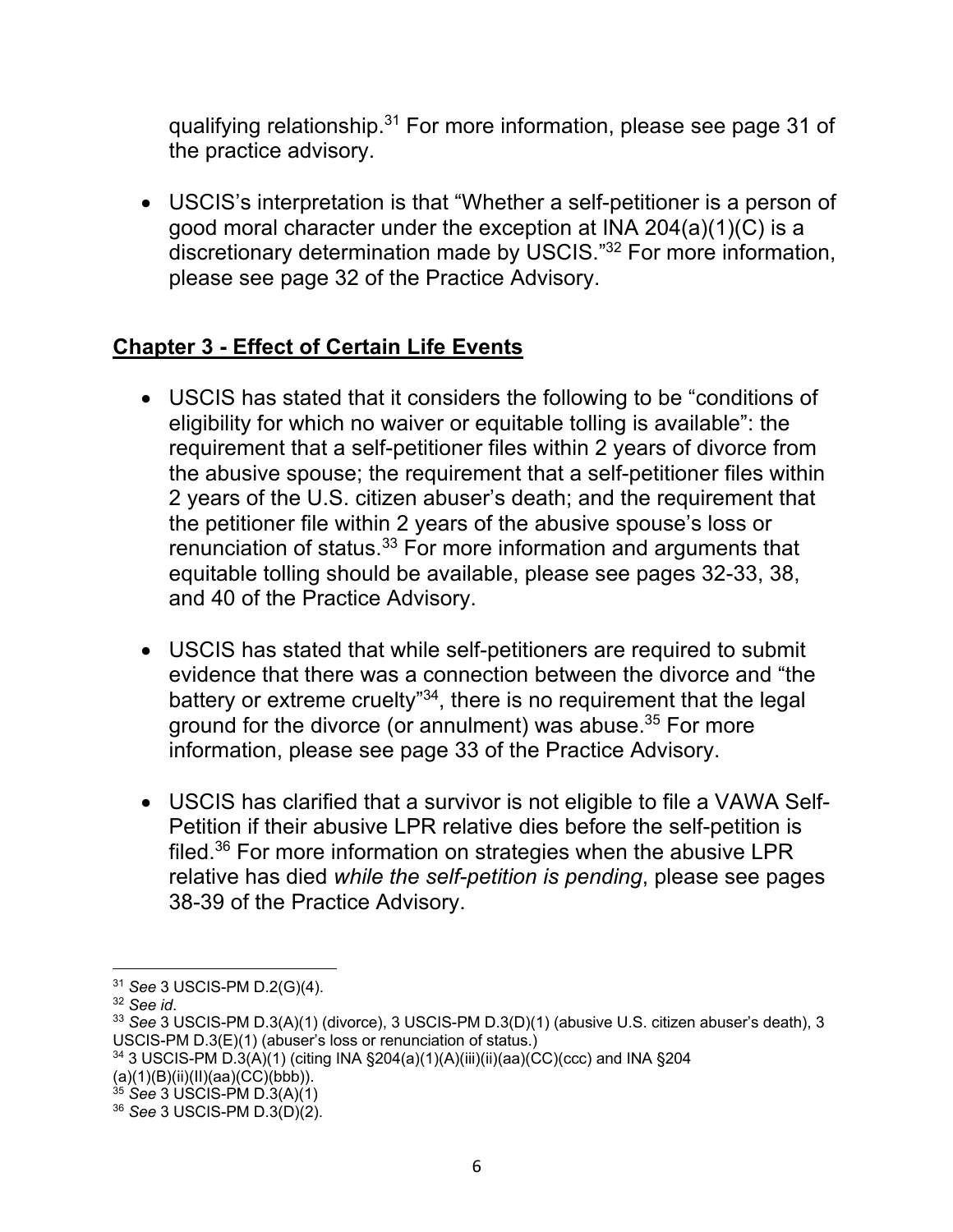qualifying relationship.[31] For more information, please see page 31 of the practice advisory.

- USCIS's interpretation is that "Whether a self-petitioner is a person of good moral character under the exception at INA 204(a)(1)(C) is a discretionary determination made by USCIS."[32] For more information, please see page 32 of the Practice Advisory.

## Chapter 3 - Effect of Certain Life Events

- USCIS has stated that it considers the following to be "conditions of eligibility for which no waiver or equitable tolling is available": the requirement that a self-petitioner files within 2 years of divorce from the abusive spouse; the requirement that a self-petitioner files within 2 years of the U.S. citizen abuser's death; and the requirement that the petitioner file within 2 years of the abusive spouse's loss or renunciation of status.[33] For more information and arguments that equitable tolling should be available, please see pages 32-33, 38, and 40 of the Practice Advisory.

- USCIS has stated that while self-petitioners are required to submit evidence that there was a connection between the divorce and "the battery or extreme cruelty"[34], there is no requirement that the legal ground for the divorce (or annulment) was abuse.[35] For more information, please see page 33 of the Practice Advisory.

- USCIS has clarified that a survivor is not eligible to file a VAWA Self-Petition if their abusive LPR relative dies before the self-petition is filed.[36] For more information on strategies when the abusive LPR relative has died *while the self-petition is pending*, please see pages 38-39 of the Practice Advisory.

---

[31] *See* 3 USCIS-PM D.2(G)(4).

[32] *See id*.

[33] *See* 3 USCIS-PM D.3(A)(1) (divorce), 3 USCIS-PM D.3(D)(1) (abusive U.S. citizen abuser's death), 3 USCIS-PM D.3(E)(1) (abuser's loss or renunciation of status.)

[34] 3 USCIS-PM D.3(A)(1) (citing INA §204(a)(1)(A)(iii)(ii)(aa)(CC)(ccc) and INA §204 (a)(1)(B)(ii)(II)(aa)(CC)(bbb)).

[35] *See* 3 USCIS-PM D.3(A)(1)

[36] *See* 3 USCIS-PM D.3(D)(2).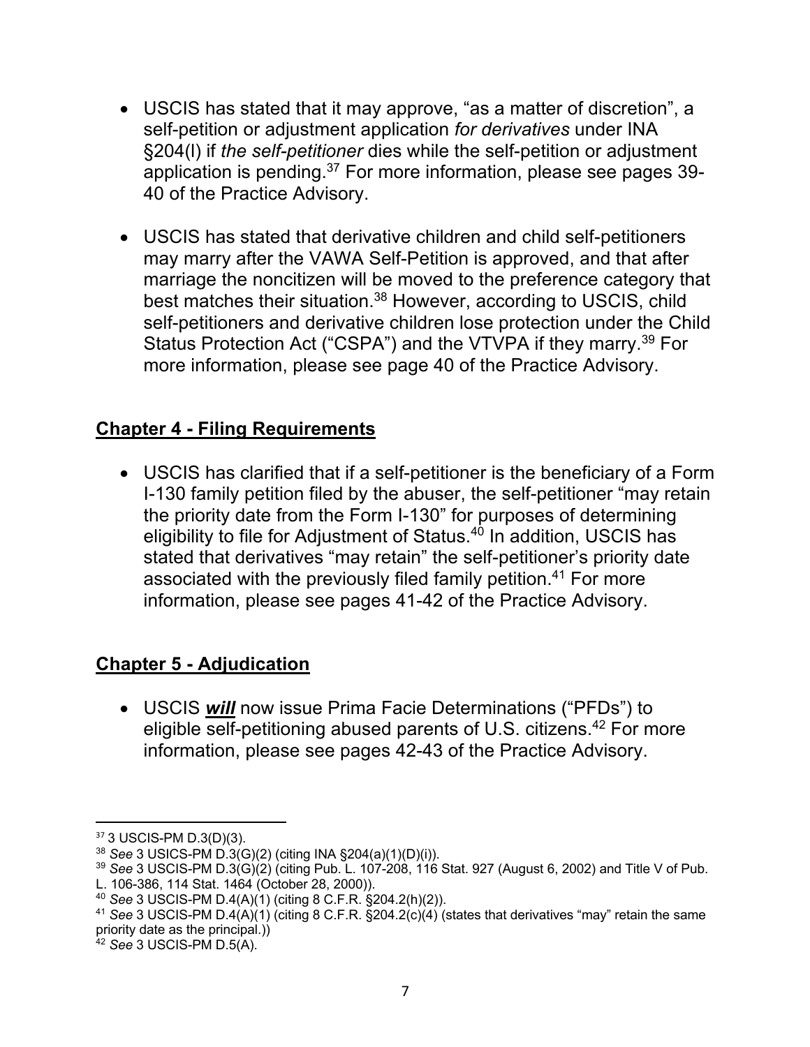- USCIS has stated that it may approve, "as a matter of discretion", a self-petition or adjustment application *for derivatives* under INA §204(l) if *the self-petitioner* dies while the self-petition or adjustment application is pending.[37] For more information, please see pages 39-40 of the Practice Advisory.

- USCIS has stated that derivative children and child self-petitioners may marry after the VAWA Self-Petition is approved, and that after marriage the noncitizen will be moved to the preference category that best matches their situation.[38] However, according to USCIS, child self-petitioners and derivative children lose protection under the Child Status Protection Act ("CSPA") and the VTVPA if they marry.[39] For more information, please see page 40 of the Practice Advisory.

## **Chapter 4 - Filing Requirements**

- USCIS has clarified that if a self-petitioner is the beneficiary of a Form I-130 family petition filed by the abuser, the self-petitioner "may retain the priority date from the Form I-130" for purposes of determining eligibility to file for Adjustment of Status.[40] In addition, USCIS has stated that derivatives "may retain" the self-petitioner's priority date associated with the previously filed family petition.[41] For more information, please see pages 41-42 of the Practice Advisory.

## **Chapter 5 - Adjudication**

- USCIS ***will*** now issue Prima Facie Determinations ("PFDs") to eligible self-petitioning abused parents of U.S. citizens.[42] For more information, please see pages 42-43 of the Practice Advisory.

---

[37] 3 USCIS-PM D.3(D)(3).

[38] *See* 3 USICS-PM D.3(G)(2) (citing INA §204(a)(1)(D)(i)).

[39] *See* 3 USCIS-PM D.3(G)(2) (citing Pub. L. 107-208, 116 Stat. 927 (August 6, 2002) and Title V of Pub. L. 106-386, 114 Stat. 1464 (October 28, 2000)).

[40] *See* 3 USCIS-PM D.4(A)(1) (citing 8 C.F.R. §204.2(h)(2)).

[41] *See* 3 USCIS-PM D.4(A)(1) (citing 8 C.F.R. §204.2(c)(4) (states that derivatives "may" retain the same priority date as the principal.))

[42] *See* 3 USCIS-PM D.5(A).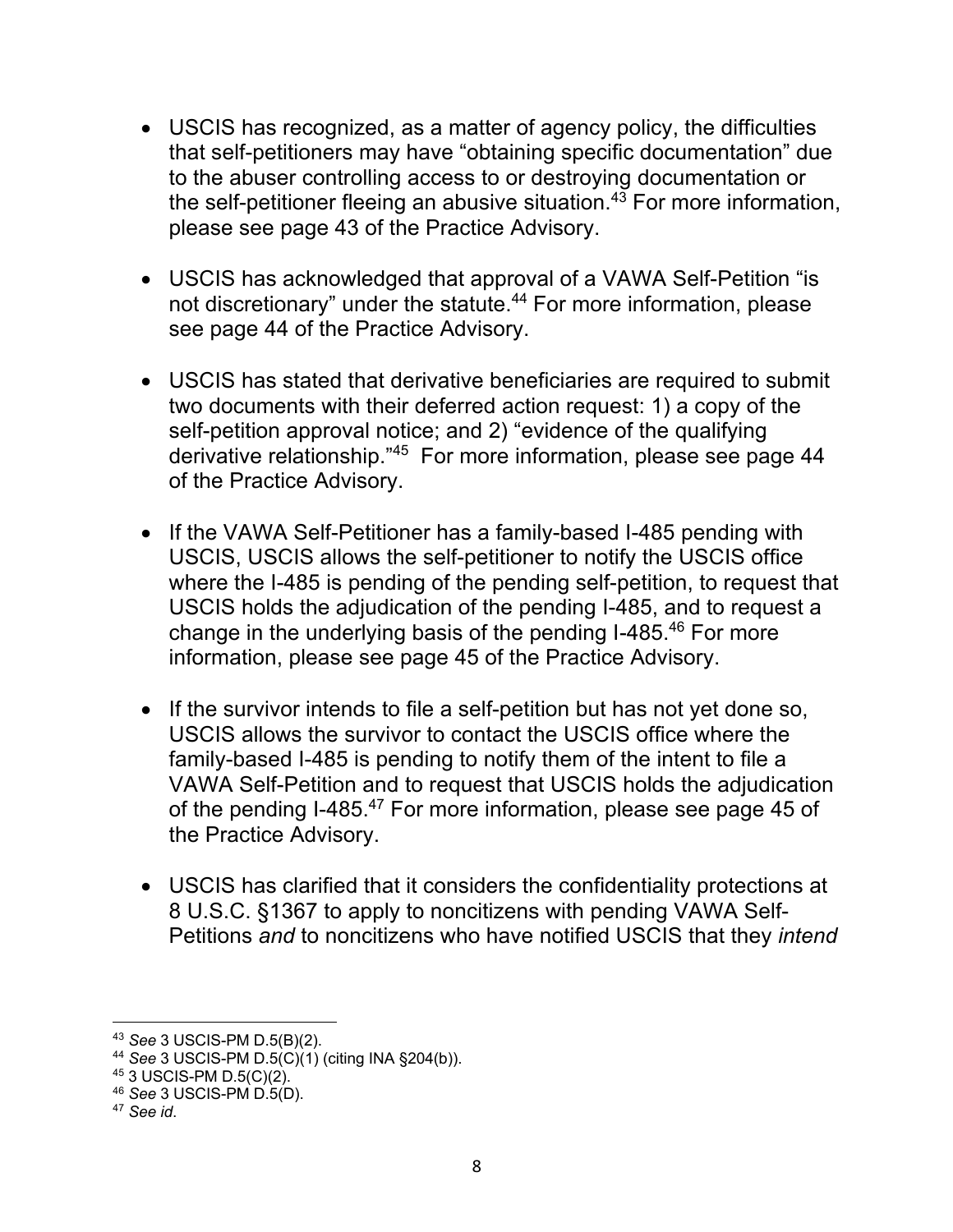- USCIS has recognized, as a matter of agency policy, the difficulties that self-petitioners may have "obtaining specific documentation" due to the abuser controlling access to or destroying documentation or the self-petitioner fleeing an abusive situation.[43] For more information, please see page 43 of the Practice Advisory.

- USCIS has acknowledged that approval of a VAWA Self-Petition "is not discretionary" under the statute.[44] For more information, please see page 44 of the Practice Advisory.

- USCIS has stated that derivative beneficiaries are required to submit two documents with their deferred action request: 1) a copy of the self-petition approval notice; and 2) "evidence of the qualifying derivative relationship."[45] For more information, please see page 44 of the Practice Advisory.

- If the VAWA Self-Petitioner has a family-based I-485 pending with USCIS, USCIS allows the self-petitioner to notify the USCIS office where the I-485 is pending of the pending self-petition, to request that USCIS holds the adjudication of the pending I-485, and to request a change in the underlying basis of the pending I-485.[46] For more information, please see page 45 of the Practice Advisory.

- If the survivor intends to file a self-petition but has not yet done so, USCIS allows the survivor to contact the USCIS office where the family-based I-485 is pending to notify them of the intent to file a VAWA Self-Petition and to request that USCIS holds the adjudication of the pending I-485.[47] For more information, please see page 45 of the Practice Advisory.

- USCIS has clarified that it considers the confidentiality protections at 8 U.S.C. §1367 to apply to noncitizens with pending VAWA Self-Petitions *and* to noncitizens who have notified USCIS that they *intend*

---

[43] *See* 3 USCIS-PM D.5(B)(2).

[44] *See* 3 USCIS-PM D.5(C)(1) (citing INA §204(b)).

[45] 3 USCIS-PM D.5(C)(2).

[46] *See* 3 USCIS-PM D.5(D).

[47] *See id.*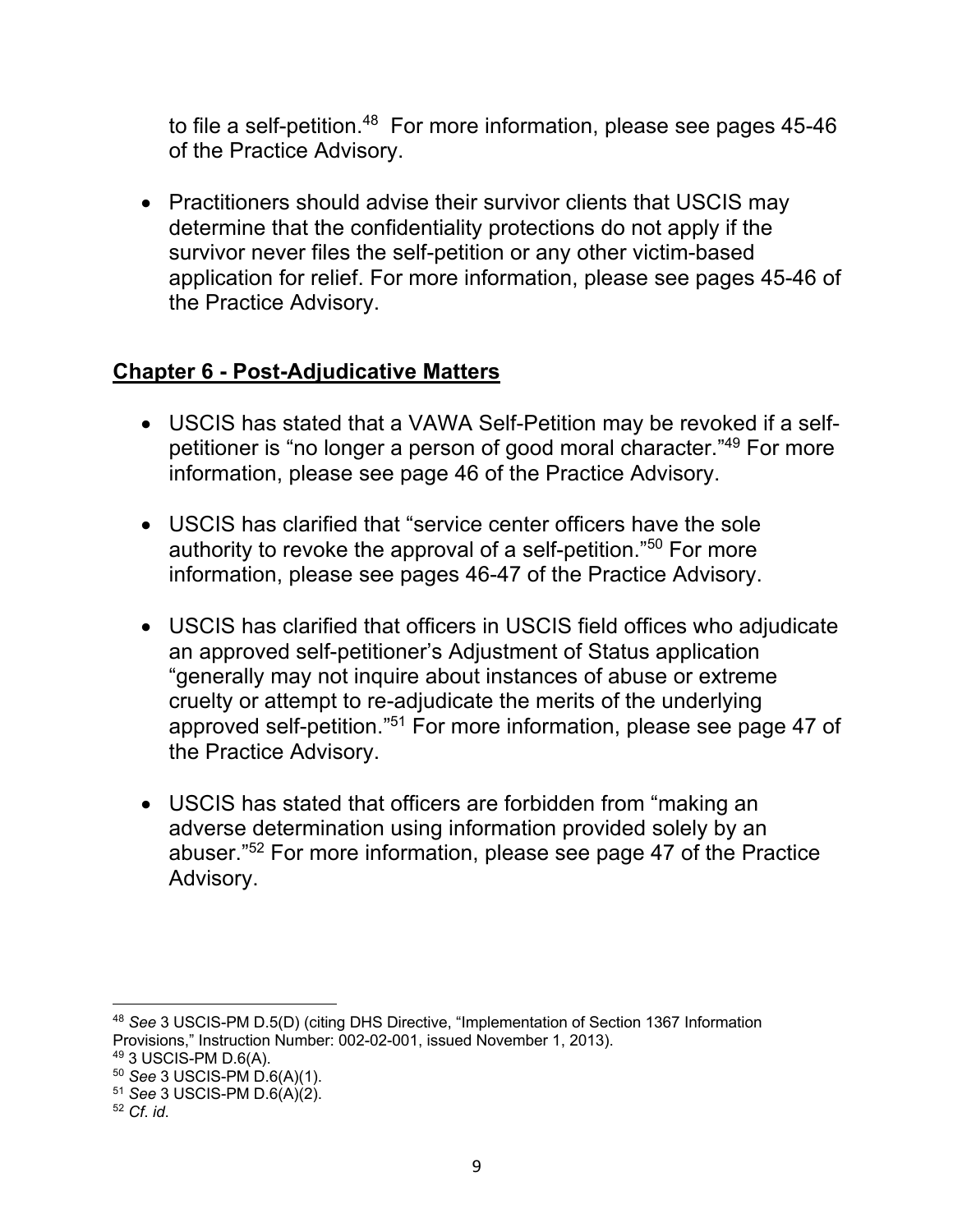to file a self-petition.[48] For more information, please see pages 45-46 of the Practice Advisory.

- Practitioners should advise their survivor clients that USCIS may determine that the confidentiality protections do not apply if the survivor never files the self-petition or any other victim-based application for relief. For more information, please see pages 45-46 of the Practice Advisory.

## **Chapter 6 - Post-Adjudicative Matters**

- USCIS has stated that a VAWA Self-Petition may be revoked if a self-petitioner is "no longer a person of good moral character."[49] For more information, please see page 46 of the Practice Advisory.

- USCIS has clarified that "service center officers have the sole authority to revoke the approval of a self-petition."[50] For more information, please see pages 46-47 of the Practice Advisory.

- USCIS has clarified that officers in USCIS field offices who adjudicate an approved self-petitioner's Adjustment of Status application "generally may not inquire about instances of abuse or extreme cruelty or attempt to re-adjudicate the merits of the underlying approved self-petition."[51] For more information, please see page 47 of the Practice Advisory.

- USCIS has stated that officers are forbidden from "making an adverse determination using information provided solely by an abuser."[52] For more information, please see page 47 of the Practice Advisory.

---

[48] *See* 3 USCIS-PM D.5(D) (citing DHS Directive, "Implementation of Section 1367 Information Provisions," Instruction Number: 002-02-001, issued November 1, 2013).

[49] 3 USCIS-PM D.6(A).

[50] *See* 3 USCIS-PM D.6(A)(1).

[51] *See* 3 USCIS-PM D.6(A)(2).

[52] *Cf. id*.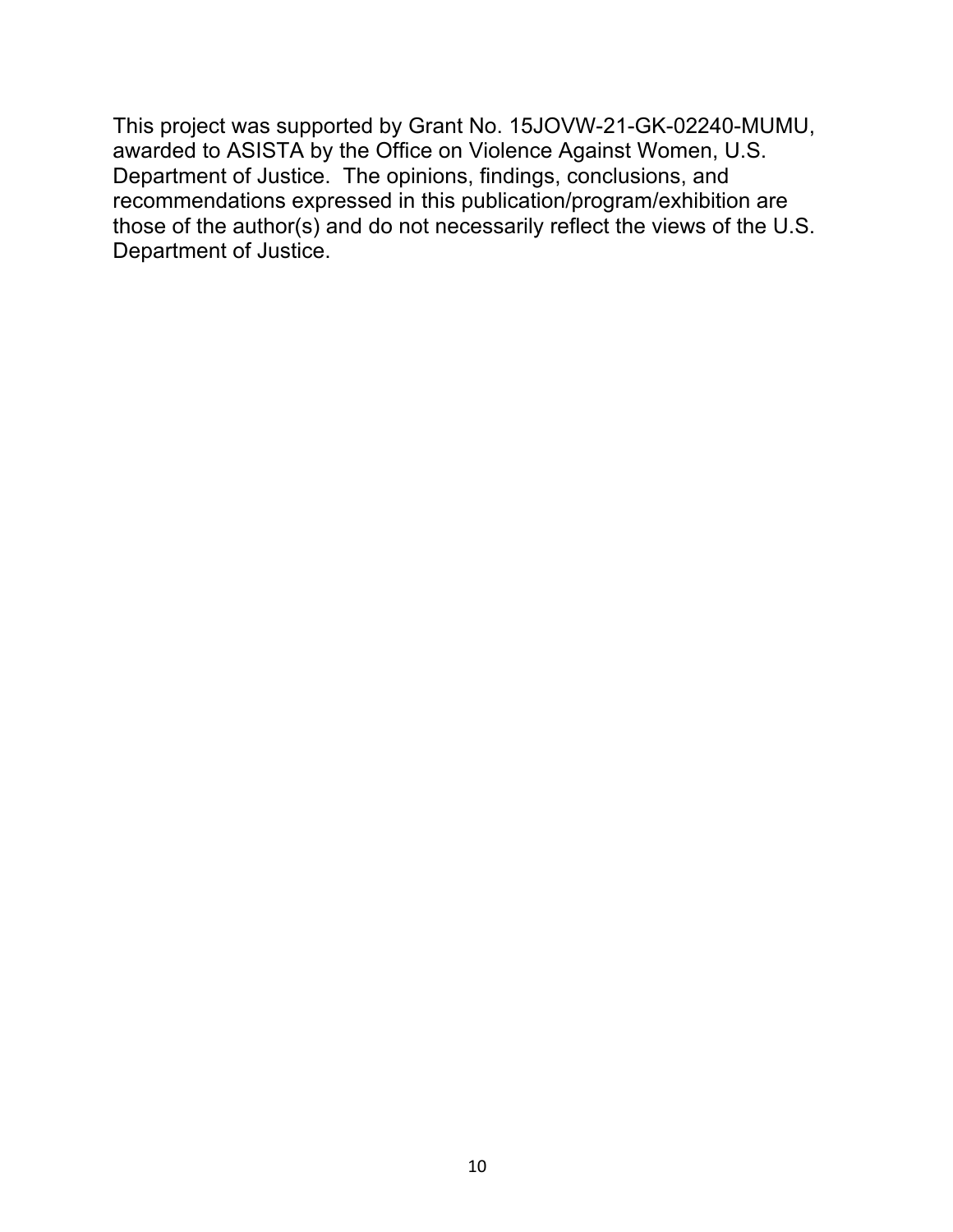This project was supported by Grant No. 15JOVW-21-GK-02240-MUMU, awarded to ASISTA by the Office on Violence Against Women, U.S. Department of Justice. The opinions, findings, conclusions, and recommendations expressed in this publication/program/exhibition are those of the author(s) and do not necessarily reflect the views of the U.S. Department of Justice.